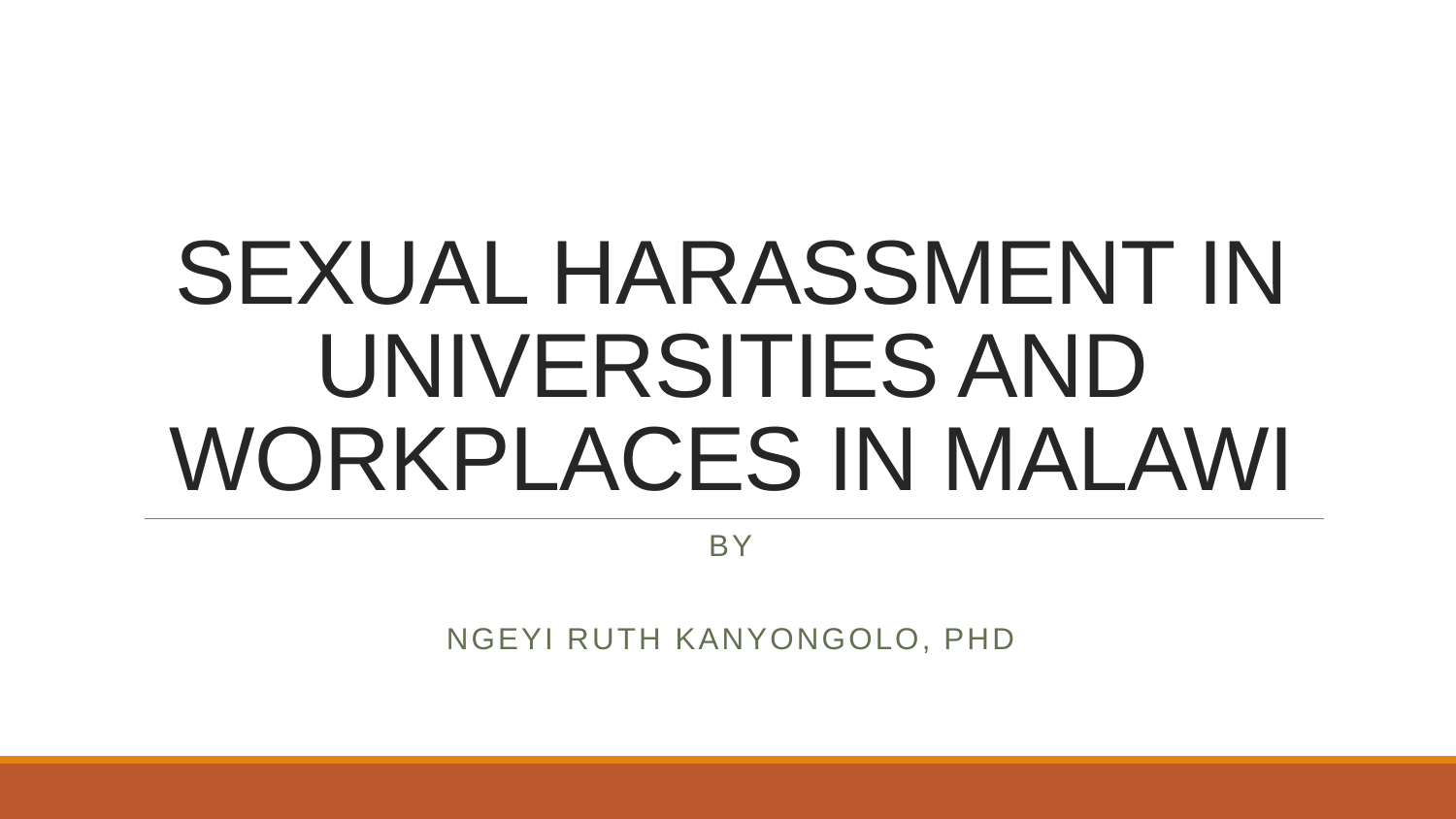# SEXUAL HARASSMENT IN UNIVERSITIES AND WORKPLACES IN MALAWI

BY

NGEYI RUTH KANYONGOLO, PHD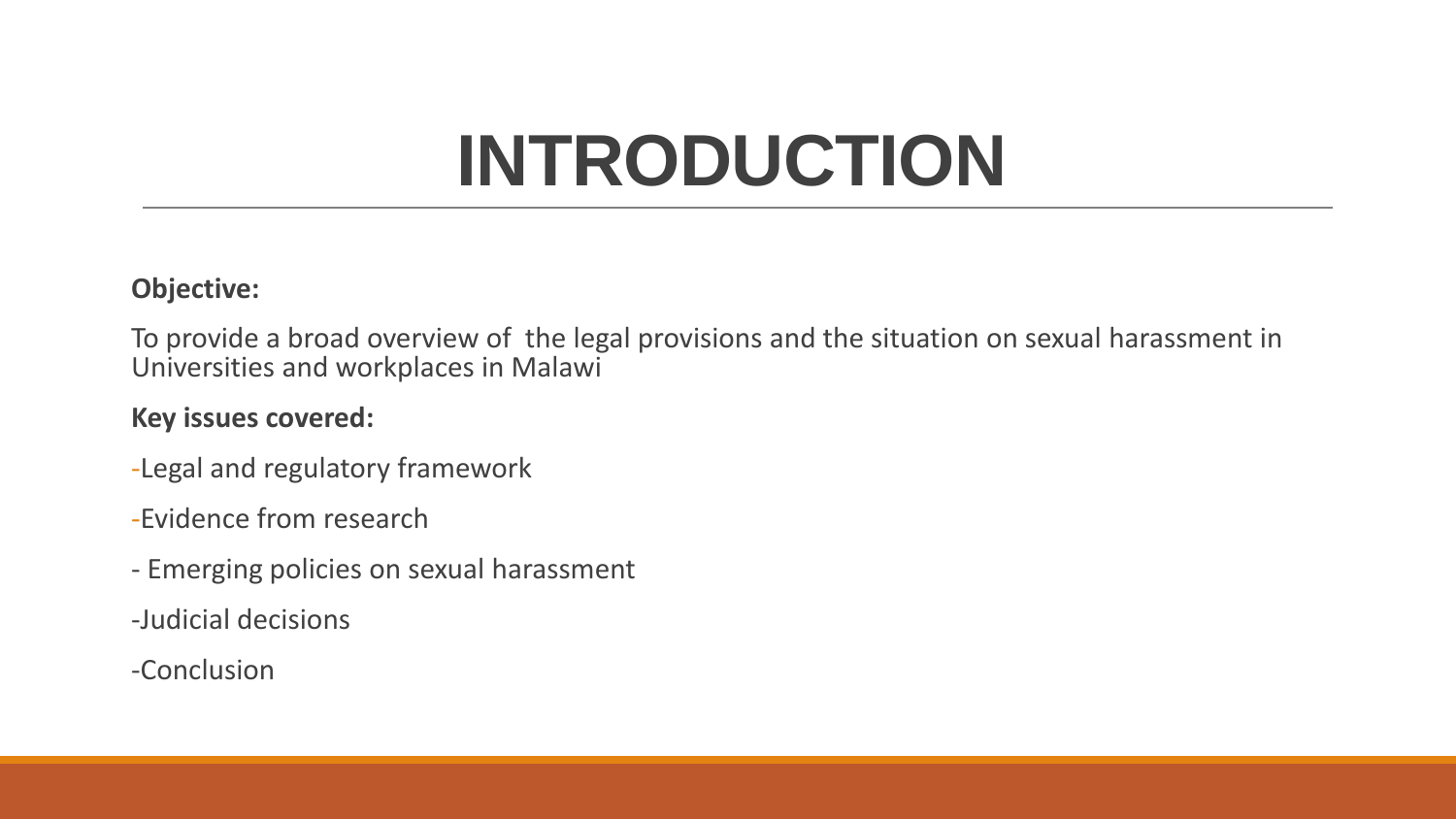# INTRODUCTION

**Objective:**

To provide a broad overview of the legal provisions and the situation on sexual harassment in Universities and workplaces in Malawi

**Key issues covered:**

-Legal and regulatory framework

-Evidence from research

- Emerging policies on sexual harassment

-Judicial decisions

-Conclusion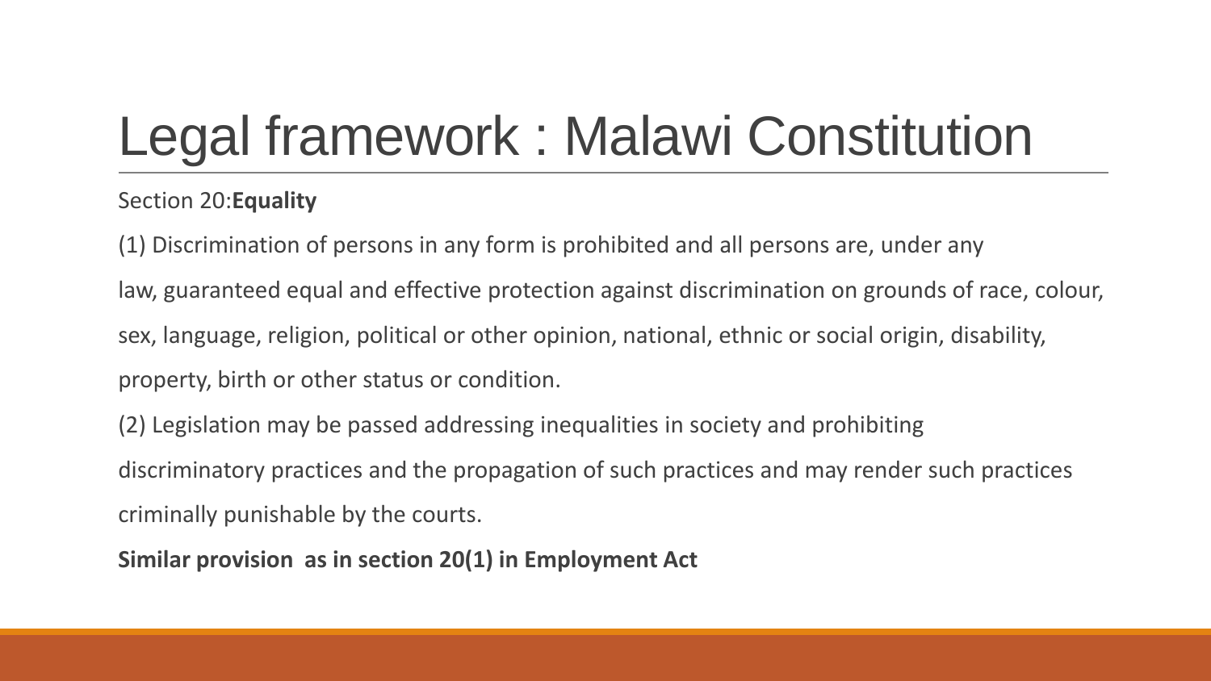# Legal framework : Malawi Constitution

Section 20:**Equality**

(1) Discrimination of persons in any form is prohibited and all persons are, under any law, guaranteed equal and effective protection against discrimination on grounds of race, colour, sex, language, religion, political or other opinion, national, ethnic or social origin, disability, property, birth or other status or condition.

(2) Legislation may be passed addressing inequalities in society and prohibiting discriminatory practices and the propagation of such practices and may render such practices criminally punishable by the courts.

**Similar provision as in section 20(1) in Employment Act**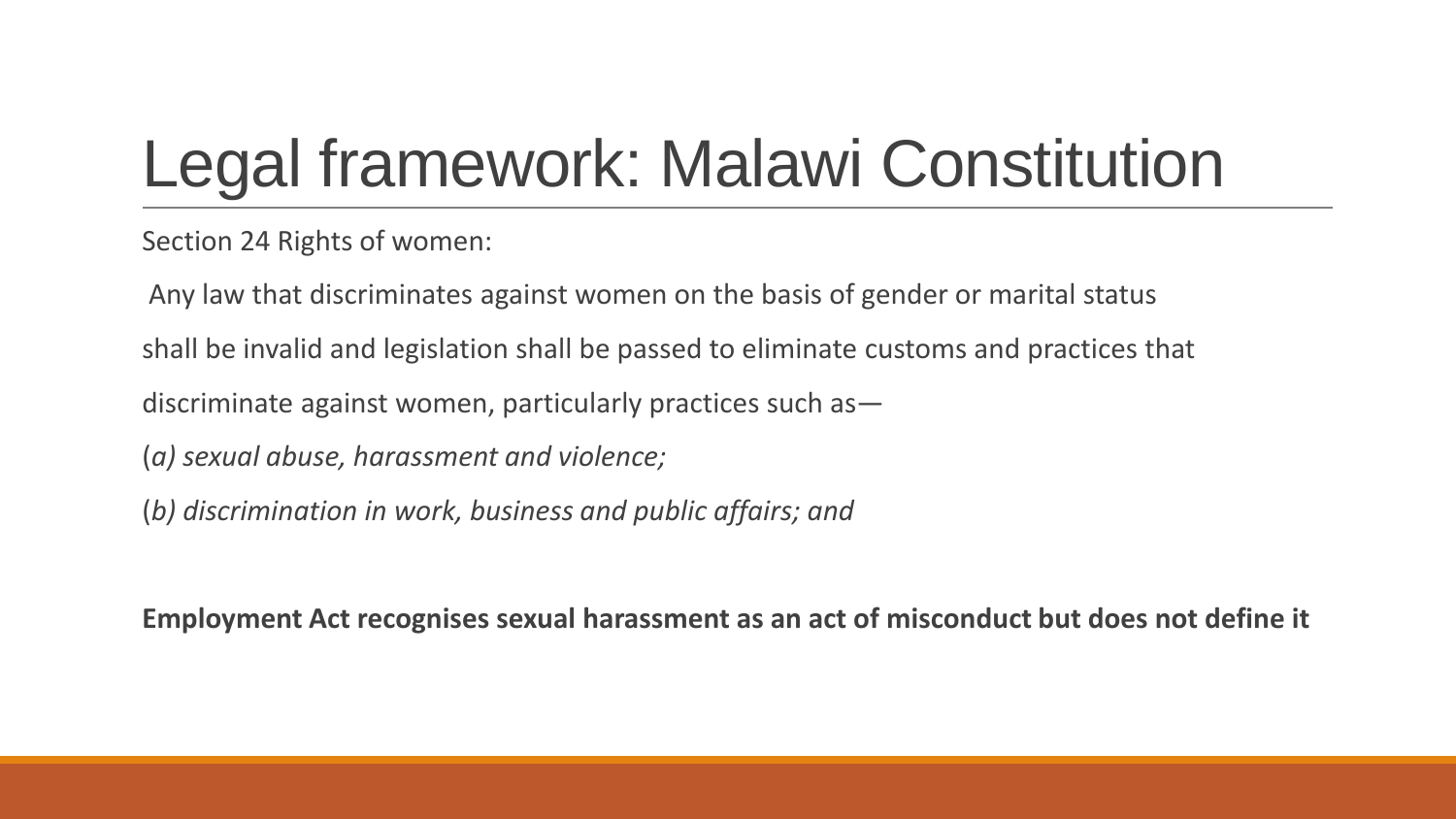# Legal framework: Malawi Constitution

Section 24 Rights of women:

Any law that discriminates against women on the basis of gender or marital status shall be invalid and legislation shall be passed to eliminate customs and practices that discriminate against women, particularly practices such as—

(*a) sexual abuse, harassment and violence;*

(*b) discrimination in work, business and public affairs; and*

**Employment Act recognises sexual harassment as an act of misconduct but does not define it**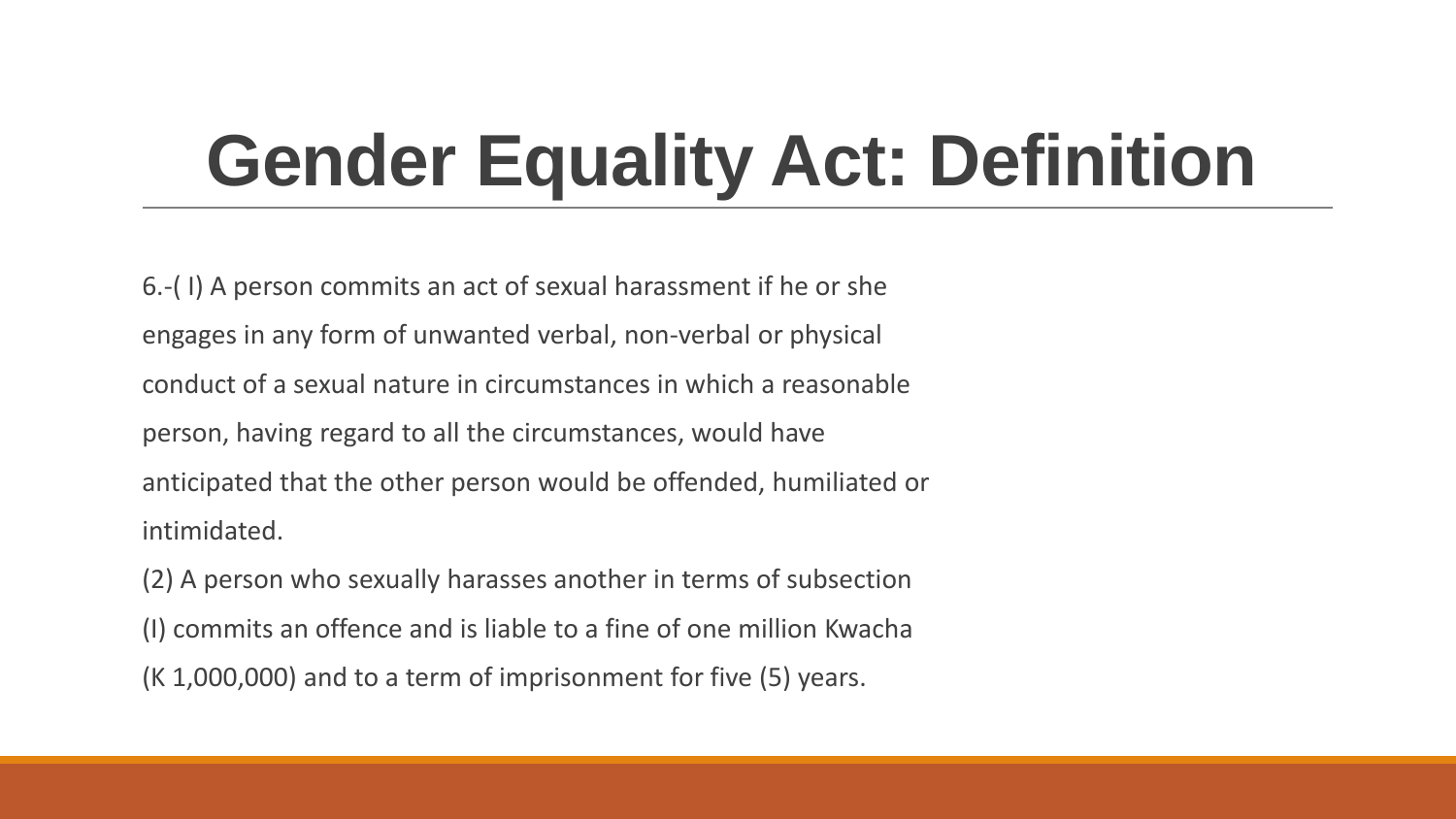# Gender Equality Act: Definition

6.-( I) A person commits an act of sexual harassment if he or she engages in any form of unwanted verbal, non-verbal or physical conduct of a sexual nature in circumstances in which a reasonable person, having regard to all the circumstances, would have anticipated that the other person would be offended, humiliated or intimidated.

(2) A person who sexually harasses another in terms of subsection (I) commits an offence and is liable to a fine of one million Kwacha (K 1,000,000) and to a term of imprisonment for five (5) years.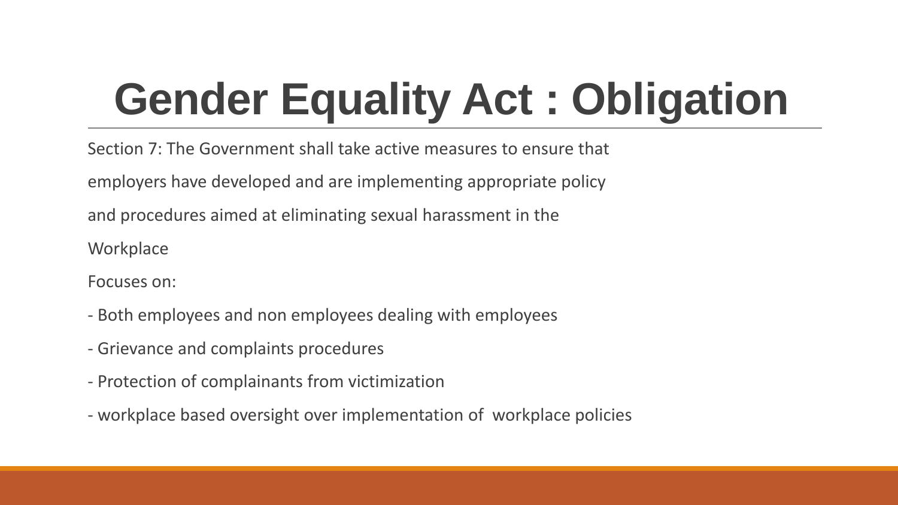# Gender Equality Act : Obligation

Section 7: The Government shall take active measures to ensure that employers have developed and are implementing appropriate policy and procedures aimed at eliminating sexual harassment in the Workplace

Focuses on:

- Both employees and non employees dealing with employees
- Grievance and complaints procedures
- Protection of complainants from victimization
- workplace based oversight over implementation of workplace policies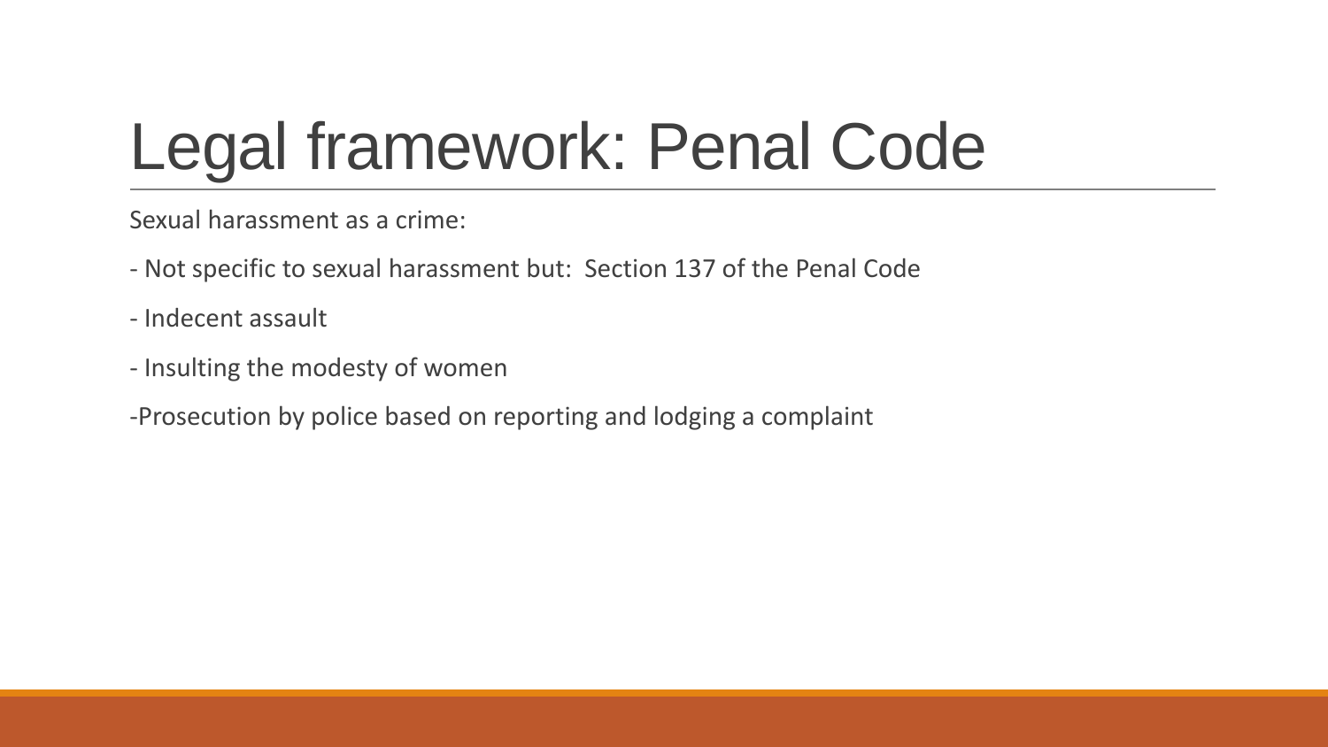# Legal framework: Penal Code

Sexual harassment as a crime:

- Not specific to sexual harassment but:  Section 137 of the Penal Code

- Indecent assault

- Insulting the modesty of women

-Prosecution by police based on reporting and lodging a complaint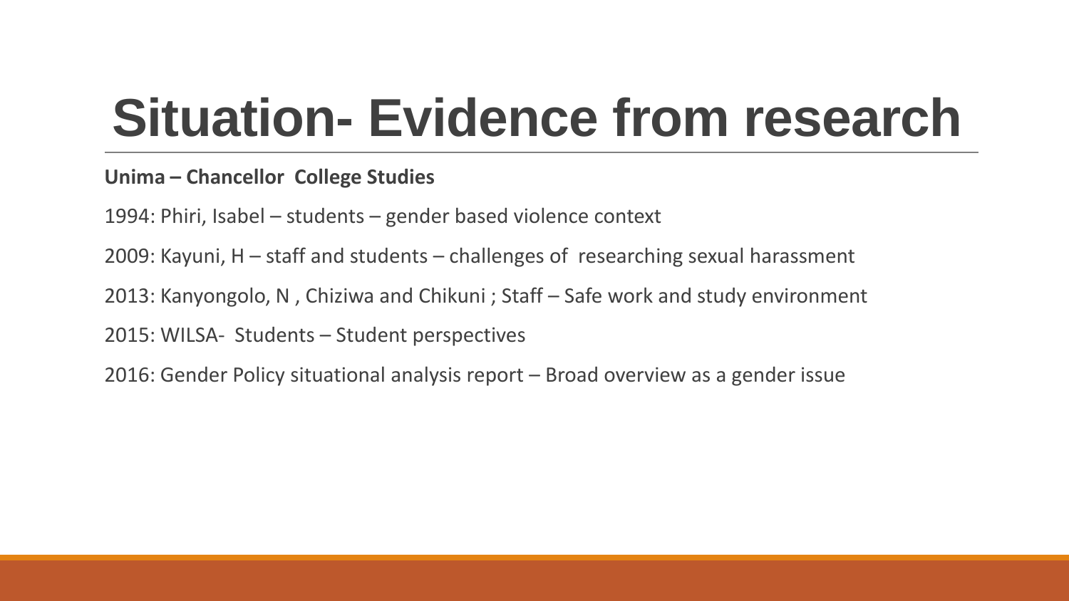# Situation- Evidence from research

**Unima – Chancellor College Studies**

1994: Phiri, Isabel – students – gender based violence context

2009: Kayuni, H – staff and students – challenges of researching sexual harassment

2013: Kanyongolo, N , Chiziwa and Chikuni ; Staff – Safe work and study environment

2015: WILSA- Students – Student perspectives

2016: Gender Policy situational analysis report – Broad overview as a gender issue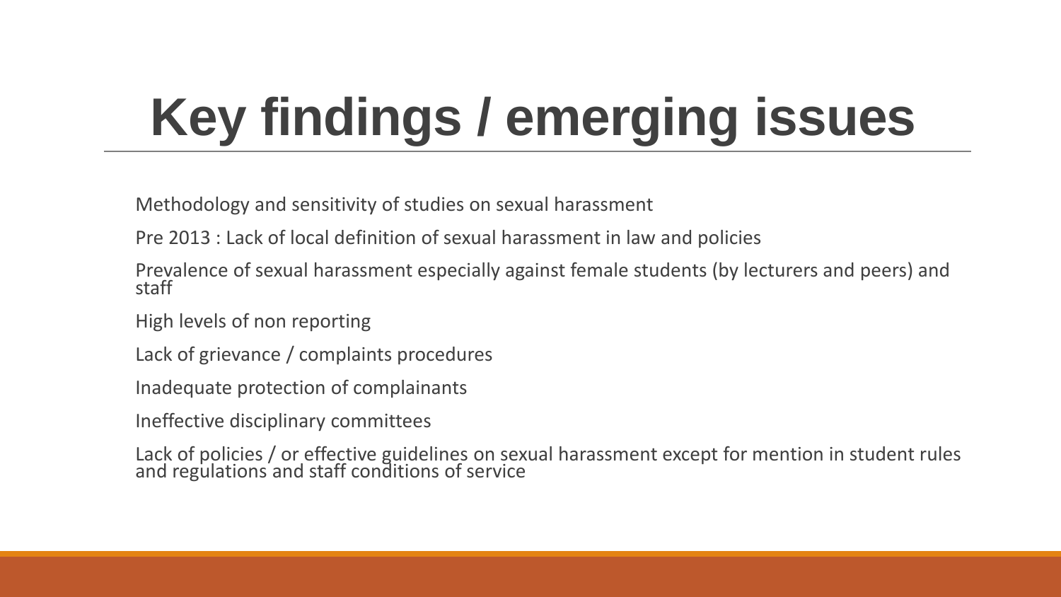# Key findings / emerging issues

Methodology and sensitivity of studies on sexual harassment

Pre 2013 : Lack of local definition of sexual harassment in law and policies

Prevalence of sexual harassment especially against female students (by lecturers and peers) and staff

High levels of non reporting

Lack of grievance / complaints procedures

Inadequate protection of complainants

Ineffective disciplinary committees

Lack of policies / or effective guidelines on sexual harassment except for mention in student rules and regulations and staff conditions of service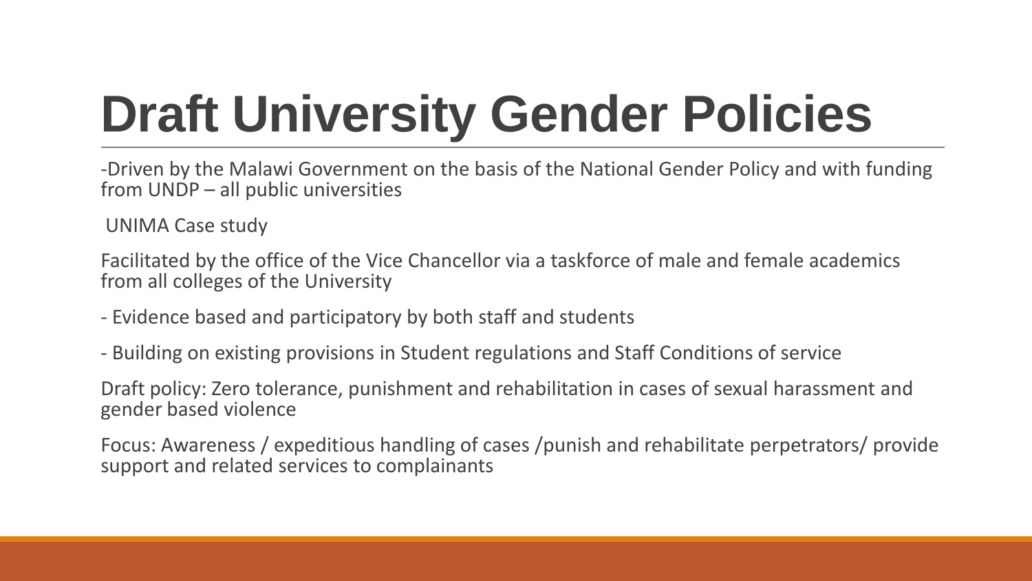# Draft University Gender Policies

-Driven by the Malawi Government on the basis of the National Gender Policy and with funding from UNDP – all public universities

UNIMA Case study

Facilitated by the office of the Vice Chancellor via a taskforce of male and female academics from all colleges of the University

- Evidence based and participatory by both staff and students
- Building on existing provisions in Student regulations and Staff Conditions of service

Draft policy: Zero tolerance, punishment and rehabilitation in cases of sexual harassment and gender based violence

Focus: Awareness / expeditious handling of cases /punish and rehabilitate perpetrators/ provide support and related services to complainants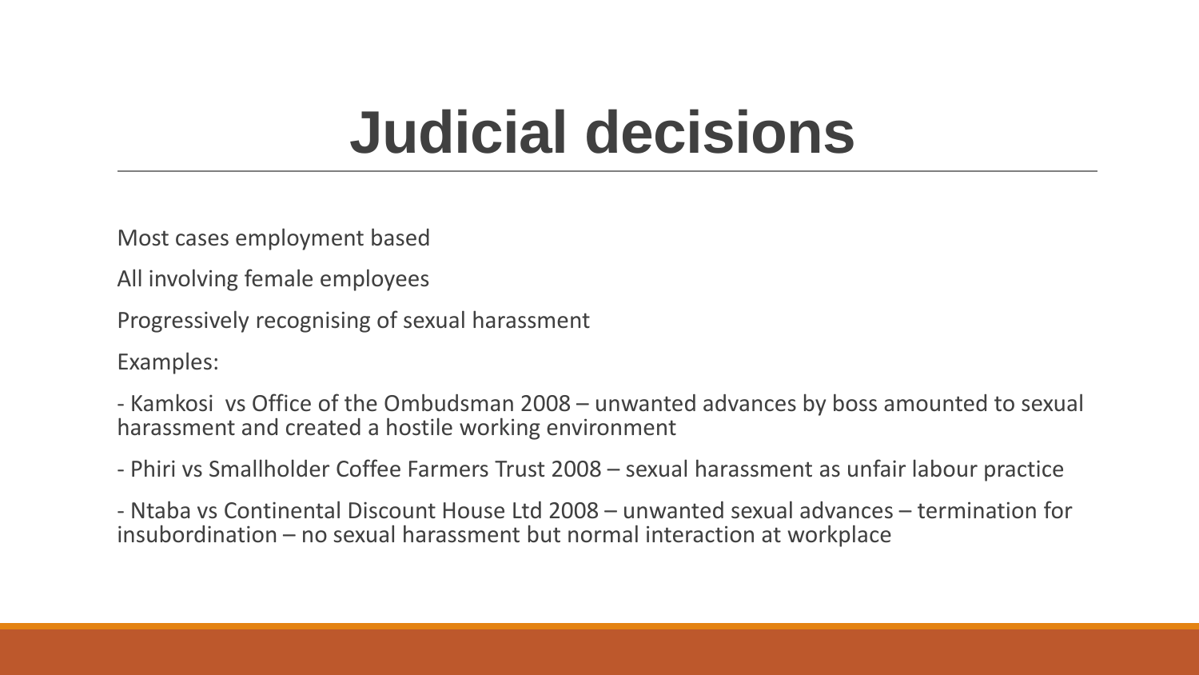# Judicial decisions

Most cases employment based

All involving female employees

Progressively recognising of sexual harassment

Examples:

- Kamkosi vs Office of the Ombudsman 2008 – unwanted advances by boss amounted to sexual harassment and created a hostile working environment
- Phiri vs Smallholder Coffee Farmers Trust 2008 – sexual harassment as unfair labour practice
- Ntaba vs Continental Discount House Ltd 2008 – unwanted sexual advances – termination for insubordination – no sexual harassment but normal interaction at workplace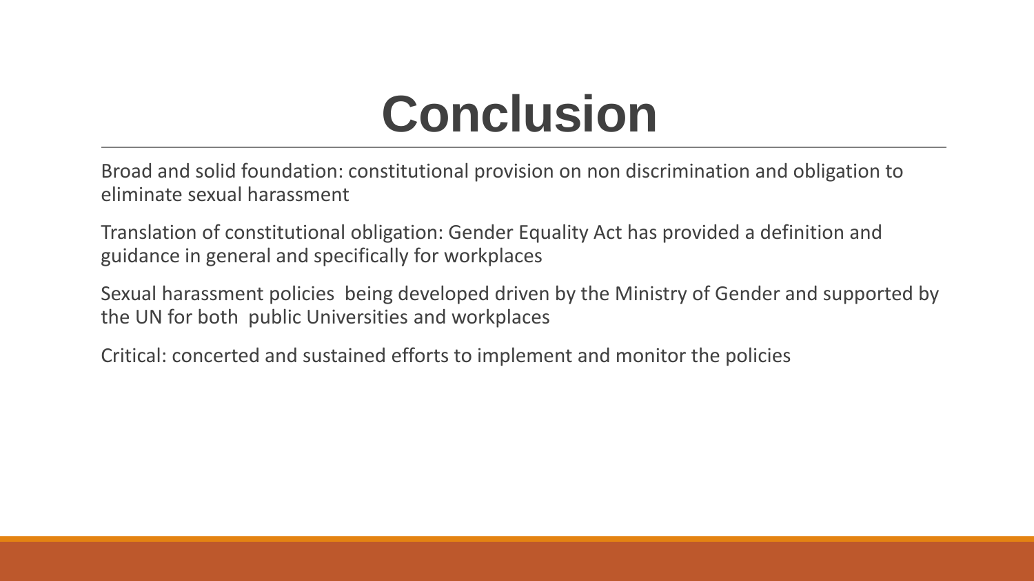# Conclusion

Broad and solid foundation: constitutional provision on non discrimination and obligation to eliminate sexual harassment

Translation of constitutional obligation: Gender Equality Act has provided a definition and guidance in general and specifically for workplaces

Sexual harassment policies being developed driven by the Ministry of Gender and supported by the UN for both public Universities and workplaces

Critical: concerted and sustained efforts to implement and monitor the policies